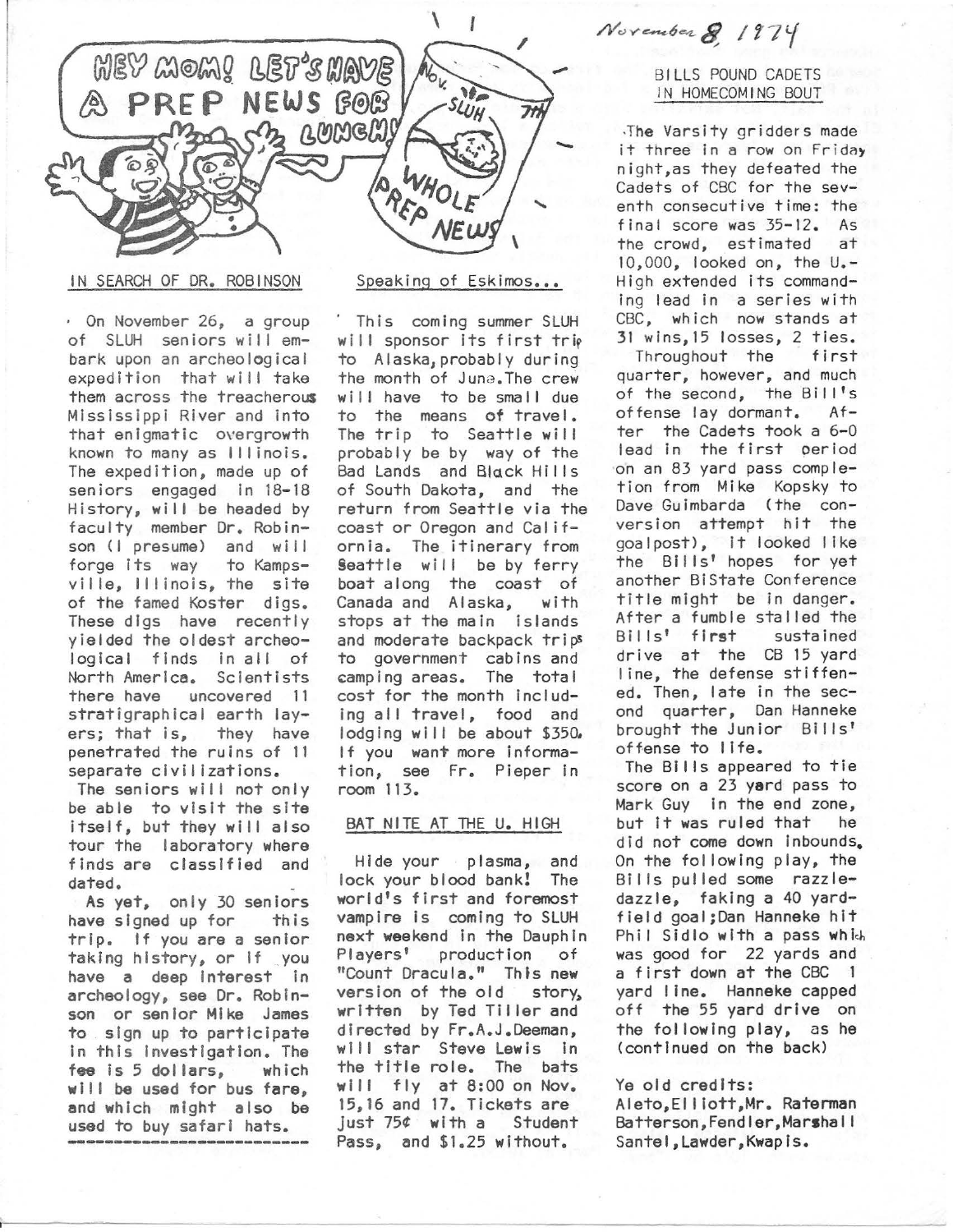November 8, 1974

HEY MOM! LET'S HAVE A PREP NEWS FOR LUNCH!

Nov. 7th SLUH WHOLE PREP NEWS

## IN SEARCH OF DR. ROBINSON

On November 26, a group of SLUH seniors will embark upon an archeological expedition that will take them across the treacherous Mississippi River and into that enigmatic overgrowth known to many as Illinois. The expedition, made up of seniors engaged in 18-18 History, will be headed by faculty member Dr. Robinson (I presume) and will forge its way to Kampsville, Illinois, the site of the famed Koster digs. These digs have recently yielded the oldest archeological finds in all of North America. Scientists there have uncovered 11 stratigraphical earth layers; that is, they have penetrated the ruins of 11 separate civilizations.

The seniors will not only be able to visit the site itself, but they will also tour the laboratory where finds are classified and dated.

As yet, only 30 seniors have signed up for this trip. If you are a senior taking history, or if you have a deep interest in archeology, see Dr. Robinson or senior Mike James to sign up to participate in this investigation. The fee is 5 dollars, which will be used for bus fare, and which might also be used to buy safari hats.

---

## Speaking of Eskimos...

This coming summer SLUH will sponsor its first trip to Alaska, probably during the month of June. The crew will have to be small due to the means of travel. The trip to Seattle will probably be by way of the Bad Lands and Black Hills of South Dakota, and the return from Seattle via the coast or Oregon and California. The itinerary from Seattle will be by ferry boat along the coast of Canada and Alaska, with stops at the main islands and moderate backpack trips to government cabins and camping areas. The total cost for the month including all travel, food and lodging will be about $350. If you want more information, see Fr. Pieper in room 113.

## BAT NITE AT THE U. HIGH

Hide your plasma, and lock your blood bank! The world's first and foremost vampire is coming to SLUH next weekend in the Dauphin Players' production of "Count Dracula." This new version of the old story, written by Ted Tiller and directed by Fr. A.J. Deeman, will star Steve Lewis in the title role. The bats will fly at 8:00 on Nov. 15, 16 and 17. Tickets are just 75¢ with a Student Pass, and $1.25 without.

## BILLS POUND CADETS IN HOMECOMING BOUT

The Varsity gridders made it three in a row on Friday night, as they defeated the Cadets of CBC for the seventh consecutive time: the final score was 35-12. As the crowd, estimated at 10,000, looked on, the U.-High extended its commanding lead in a series with CBC, which now stands at 31 wins, 15 losses, 2 ties.

Throughout the first quarter, however, and much of the second, the Bill's offense lay dormant. After the Cadets took a 6-0 lead in the first period on an 83 yard pass completion from Mike Kopsky to Dave Guimbarda (the conversion attempt hit the goalpost), it looked like the Bills' hopes for yet another BiState Conference title might be in danger. After a fumble stalled the Bills' first sustained drive at the CB 15 yard line, the defense stiffened. Then, late in the second quarter, Dan Hanneke brought the Junior Bills' offense to life.

The Bills appeared to tie score on a 23 yard pass to Mark Guy in the end zone, but it was ruled that he did not come down inbounds. On the following play, the Bills pulled some razzle-dazzle, faking a 40 yard-field goal; Dan Hanneke hit Phil Sidlo with a pass which was good for 22 yards and a first down at the CBC 1 yard line. Hanneke capped off the 55 yard drive on the following play, as he (continued on the back)

Ye old credits:
Aleto, Elliott, Mr. Raterman
Batterson, Fendler, Marshall
Santel, Lawder, Kwapis.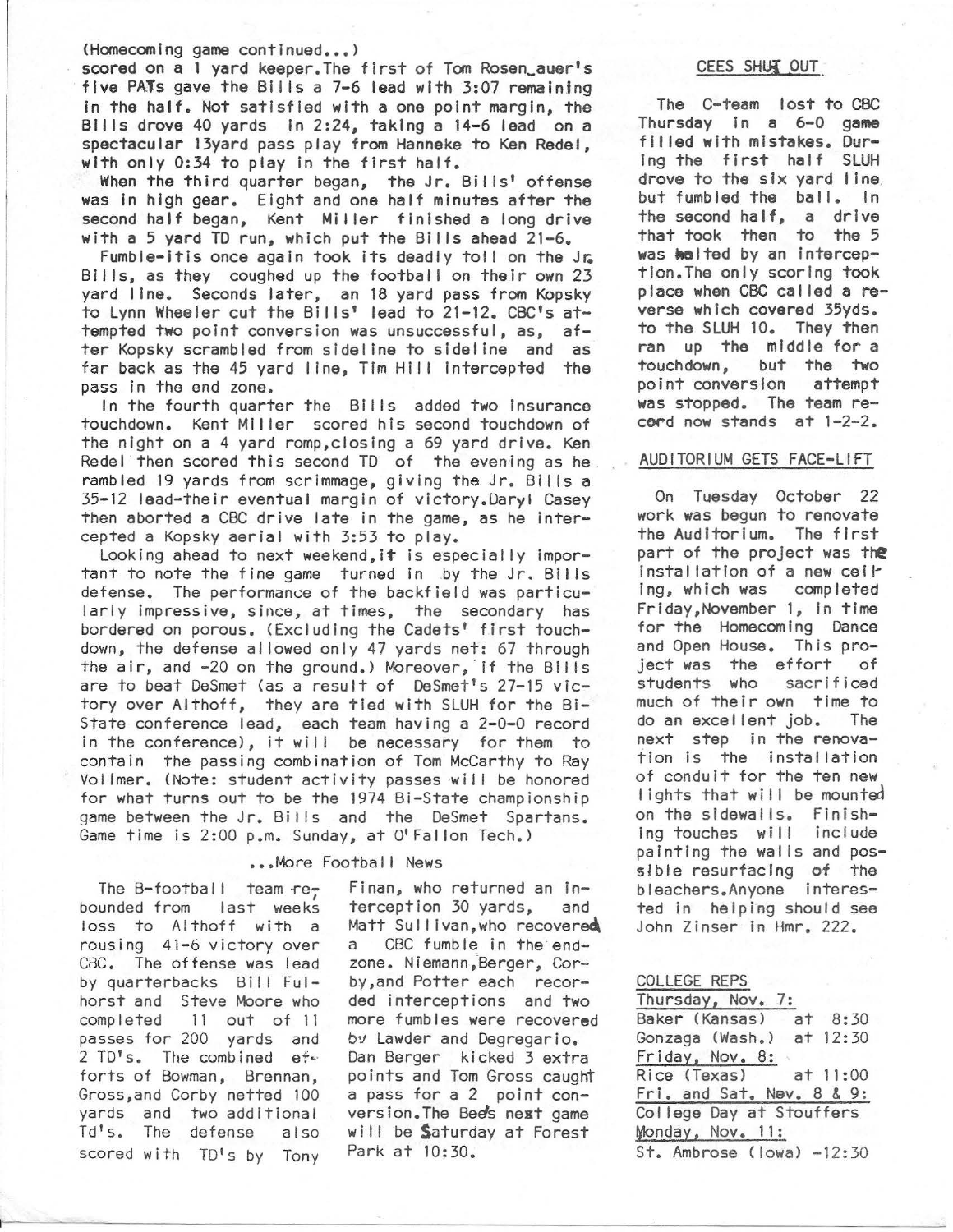(Homecoming game continued...)

scored on a 1 yard keeper. The first of Tom Rosen_auer's five PATs gave the Bills a 7-6 lead with 3:07 remaining in the half. Not satisfied with a one point margin, the Bills drove 40 yards in 2:24, taking a 14-6 lead on a spectacular 13yard pass play from Hanneke to Ken Redel, with only 0:34 to play in the first half.

When the third quarter began, the Jr. Bills' offense was in high gear. Eight and one half minutes after the second half began, Kent Miller finished a long drive with a 5 yard TD run, which put the Bills ahead 21-6.

Fumble-itis once again took its deadly toll on the Jr. Bills, as they coughed up the football on their own 23 yard line. Seconds later, an 18 yard pass from Kopsky to Lynn Wheeler cut the Bills' lead to 21-12. CBC's attempted two point conversion was unsuccessful, as, after Kopsky scrambled from sideline to sideline and as far back as the 45 yard line, Tim Hill intercepted the pass in the end zone.

In the fourth quarter the Bills added two insurance touchdown. Kent Miller scored his second touchdown of the night on a 4 yard romp, closing a 69 yard drive. Ken Redel then scored this second TD of the evening as he rambled 19 yards from scrimmage, giving the Jr. Bills a 35-12 lead-their eventual margin of victory. Daryl Casey then aborted a CBC drive late in the game, as he intercepted a Kopsky aerial with 3:53 to play.

Looking ahead to next weekend, it is especially important to note the fine game turned in by the Jr. Bills defense. The performance of the backfield was particularly impressive, since, at times, the secondary has bordered on porous. (Excluding the Cadets' first touchdown, the defense allowed only 47 yards net: 67 through the air, and -20 on the ground.) Moreover, if the Bills are to beat DeSmet (as a result of DeSmet's 27-15 victory over Althoff, they are tied with SLUH for the Bi-State conference lead, each team having a 2-0-0 record in the conference), it will be necessary for them to contain the passing combination of Tom McCarthy to Ray Vollmer. (Note: student activity passes will be honored for what turns out to be the 1974 Bi-State championship game between the Jr. Bills and the DeSmet Spartans. Game time is 2:00 p.m. Sunday, at O'Fallon Tech.)

...More Football News

The B-football team rebounded from last weeks loss to Althoff with a rousing 41-6 victory over CBC. The offense was lead by quarterbacks Bill Fulhorst and Steve Moore who completed 11 out of 11 passes for 200 yards and 2 TD's. The combined efforts of Bowman, Brennan, Gross, and Corby netted 100 yards and two additional Td's. The defense also scored with TD's by Tony Finan, who returned an interception 30 yards, and Matt Sullivan, who recovered a CBC fumble in the endzone. Niemann, Berger, Corby, and Potter each recorded interceptions and two more fumbles were recovered by Lawder and Degregario. Dan Berger kicked 3 extra points and Tom Gross caught a pass for a 2 point conversion. The Bee's next game will be Saturday at Forest Park at 10:30.

## CEES SHUT OUT

The C-team lost to CBC Thursday in a 6-0 game filled with mistakes. During the first half SLUH drove to the six yard line, but fumbled the ball. In the second half, a drive that took then to the 5 was halted by an interception. The only scoring took place when CBC called a reverse which covered 35yds. to the SLUH 10. They then ran up the middle for a touchdown, but the two point conversion attempt was stopped. The team record now stands at 1-2-2.

## AUDITORIUM GETS FACE-LIFT

On Tuesday October 22 work was begun to renovate the Auditorium. The first part of the project was the installation of a new ceiling, which was completed Friday, November 1, in time for the Homecoming Dance and Open House. This project was the effort of students who sacrificed much of their own time to do an excellent job. The next step in the renovation is the installation of conduit for the ten new lights that will be mounted on the sidewalls. Finishing touches will include painting the walls and possible resurfacing of the bleachers. Anyone interested in helping should see John Zinser in Hmr. 222.

## COLLEGE REPS

Thursday, Nov. 7:
Baker (Kansas) at 8:30
Gonzaga (Wash.) at 12:30

Friday, Nov. 8:
Rice (Texas) at 11:00

Fri. and Sat. Nov. 8 & 9:
College Day at Stouffers

Monday, Nov. 11:
St. Ambrose (Iowa) -12:30